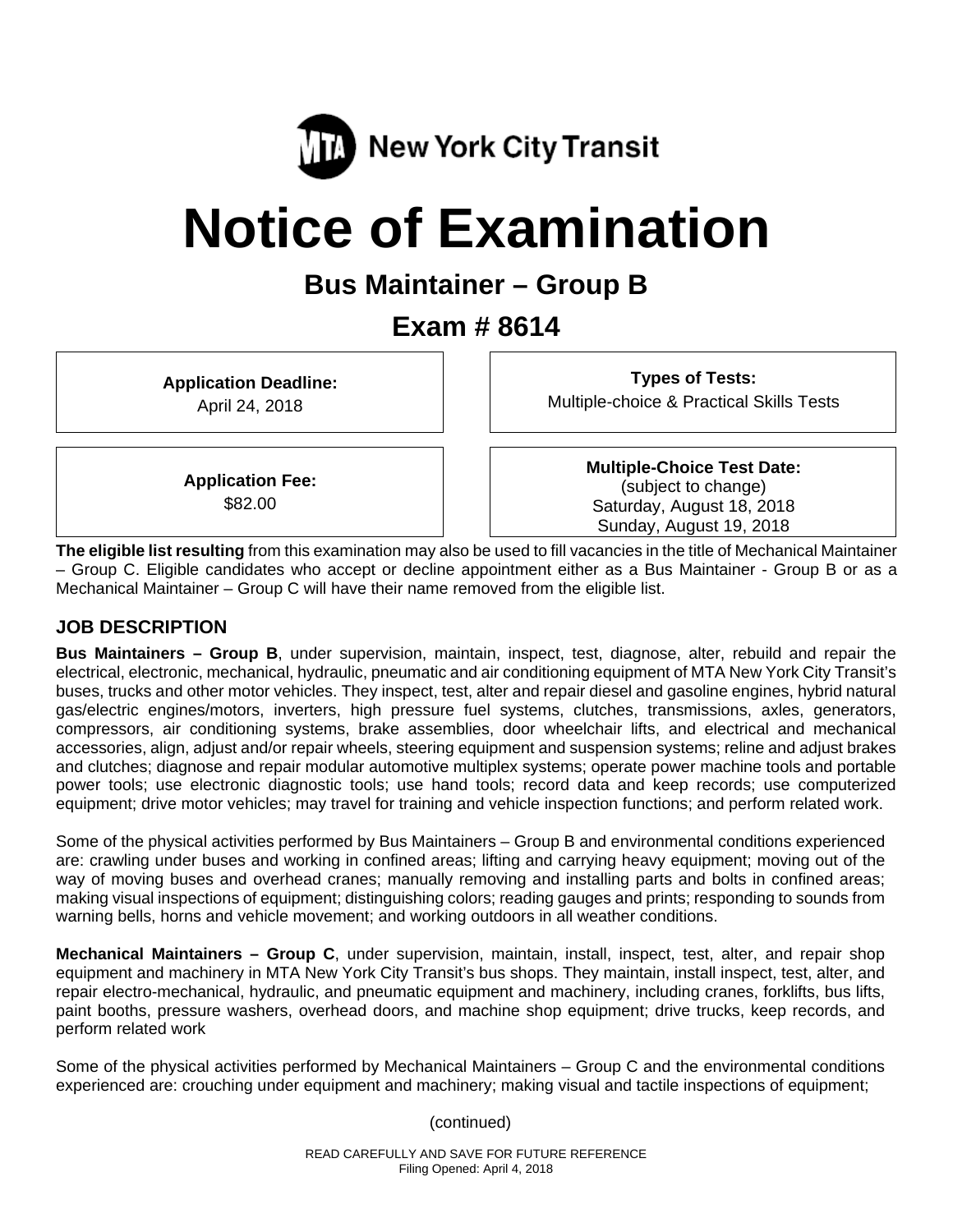MTA New York City Transit

# Notice of Examination

## Bus Maintainer – Group B

## Exam # 8614

| | |
|---|---|
| **Application Deadline:** April 24, 2018 | **Types of Tests:** Multiple-choice & Practical Skills Tests |
| **Application Fee:** $82.00 | **Multiple-Choice Test Date:** (subject to change) Saturday, August 18, 2018 Sunday, August 19, 2018 |

**The eligible list resulting** from this examination may also be used to fill vacancies in the title of Mechanical Maintainer – Group C. Eligible candidates who accept or decline appointment either as a Bus Maintainer - Group B or as a Mechanical Maintainer – Group C will have their name removed from the eligible list.

### JOB DESCRIPTION

**Bus Maintainers – Group B**, under supervision, maintain, inspect, test, diagnose, alter, rebuild and repair the electrical, electronic, mechanical, hydraulic, pneumatic and air conditioning equipment of MTA New York City Transit's buses, trucks and other motor vehicles. They inspect, test, alter and repair diesel and gasoline engines, hybrid natural gas/electric engines/motors, inverters, high pressure fuel systems, clutches, transmissions, axles, generators, compressors, air conditioning systems, brake assemblies, door wheelchair lifts, and electrical and mechanical accessories, align, adjust and/or repair wheels, steering equipment and suspension systems; reline and adjust brakes and clutches; diagnose and repair modular automotive multiplex systems; operate power machine tools and portable power tools; use electronic diagnostic tools; use hand tools; record data and keep records; use computerized equipment; drive motor vehicles; may travel for training and vehicle inspection functions; and perform related work.

Some of the physical activities performed by Bus Maintainers – Group B and environmental conditions experienced are: crawling under buses and working in confined areas; lifting and carrying heavy equipment; moving out of the way of moving buses and overhead cranes; manually removing and installing parts and bolts in confined areas; making visual inspections of equipment; distinguishing colors; reading gauges and prints; responding to sounds from warning bells, horns and vehicle movement; and working outdoors in all weather conditions.

**Mechanical Maintainers – Group C**, under supervision, maintain, install, inspect, test, alter, and repair shop equipment and machinery in MTA New York City Transit's bus shops. They maintain, install inspect, test, alter, and repair electro-mechanical, hydraulic, and pneumatic equipment and machinery, including cranes, forklifts, bus lifts, paint booths, pressure washers, overhead doors, and machine shop equipment; drive trucks, keep records, and perform related work

Some of the physical activities performed by Mechanical Maintainers – Group C and the environmental conditions experienced are: crouching under equipment and machinery; making visual and tactile inspections of equipment;

(continued)

READ CAREFULLY AND SAVE FOR FUTURE REFERENCE
Filing Opened: April 4, 2018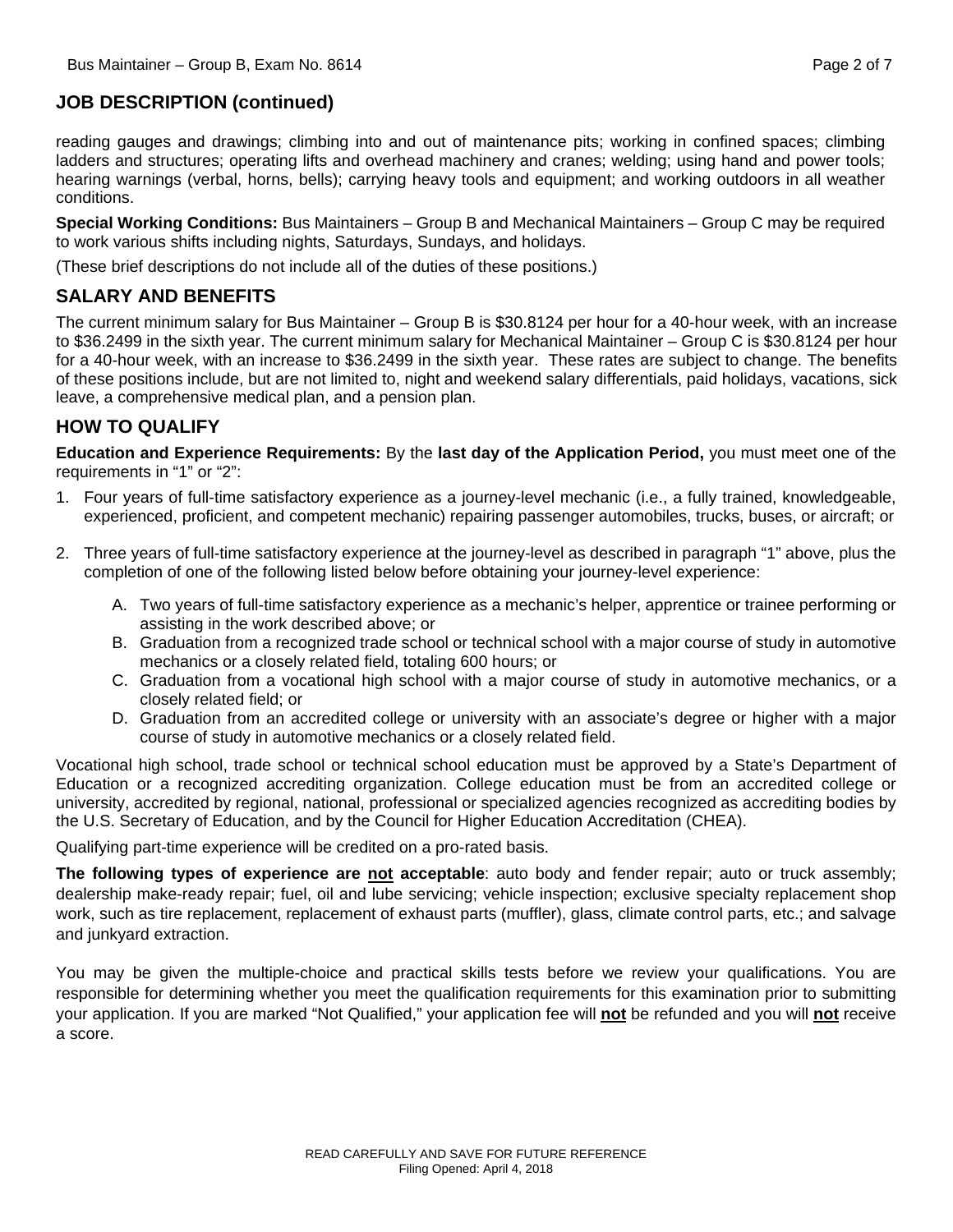## JOB DESCRIPTION (continued)

reading gauges and drawings; climbing into and out of maintenance pits; working in confined spaces; climbing ladders and structures; operating lifts and overhead machinery and cranes; welding; using hand and power tools; hearing warnings (verbal, horns, bells); carrying heavy tools and equipment; and working outdoors in all weather conditions.

**Special Working Conditions:** Bus Maintainers – Group B and Mechanical Maintainers – Group C may be required to work various shifts including nights, Saturdays, Sundays, and holidays.

(These brief descriptions do not include all of the duties of these positions.)

## SALARY AND BENEFITS

The current minimum salary for Bus Maintainer – Group B is $30.8124 per hour for a 40-hour week, with an increase to $36.2499 in the sixth year. The current minimum salary for Mechanical Maintainer – Group C is $30.8124 per hour for a 40-hour week, with an increase to $36.2499 in the sixth year. These rates are subject to change. The benefits of these positions include, but are not limited to, night and weekend salary differentials, paid holidays, vacations, sick leave, a comprehensive medical plan, and a pension plan.

## HOW TO QUALIFY

**Education and Experience Requirements:** By the **last day of the Application Period,** you must meet one of the requirements in "1" or "2":

1. Four years of full-time satisfactory experience as a journey-level mechanic (i.e., a fully trained, knowledgeable, experienced, proficient, and competent mechanic) repairing passenger automobiles, trucks, buses, or aircraft; or

2. Three years of full-time satisfactory experience at the journey-level as described in paragraph "1" above, plus the completion of one of the following listed below before obtaining your journey-level experience:

   A. Two years of full-time satisfactory experience as a mechanic's helper, apprentice or trainee performing or assisting in the work described above; or
   B. Graduation from a recognized trade school or technical school with a major course of study in automotive mechanics or a closely related field, totaling 600 hours; or
   C. Graduation from a vocational high school with a major course of study in automotive mechanics, or a closely related field; or
   D. Graduation from an accredited college or university with an associate's degree or higher with a major course of study in automotive mechanics or a closely related field.

Vocational high school, trade school or technical school education must be approved by a State's Department of Education or a recognized accrediting organization. College education must be from an accredited college or university, accredited by regional, national, professional or specialized agencies recognized as accrediting bodies by the U.S. Secretary of Education, and by the Council for Higher Education Accreditation (CHEA).

Qualifying part-time experience will be credited on a pro-rated basis.

**The following types of experience are <u>not</u> acceptable**: auto body and fender repair; auto or truck assembly; dealership make-ready repair; fuel, oil and lube servicing; vehicle inspection; exclusive specialty replacement shop work, such as tire replacement, replacement of exhaust parts (muffler), glass, climate control parts, etc.; and salvage and junkyard extraction.

You may be given the multiple-choice and practical skills tests before we review your qualifications. You are responsible for determining whether you meet the qualification requirements for this examination prior to submitting your application. If you are marked "Not Qualified," your application fee will **<u>not</u>** be refunded and you will **<u>not</u>** receive a score.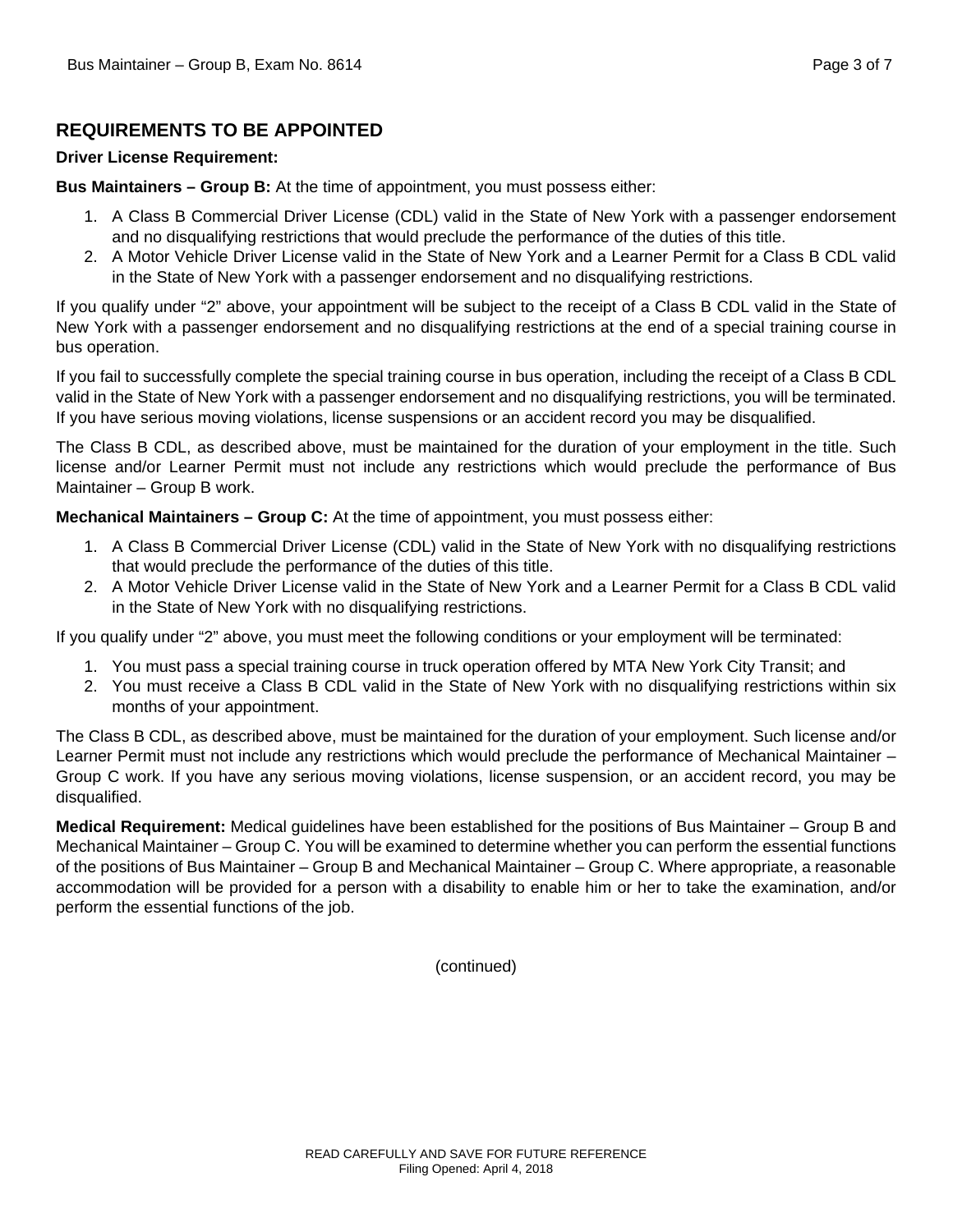## REQUIREMENTS TO BE APPOINTED

**Driver License Requirement:**

**Bus Maintainers – Group B:** At the time of appointment, you must possess either:

1. A Class B Commercial Driver License (CDL) valid in the State of New York with a passenger endorsement and no disqualifying restrictions that would preclude the performance of the duties of this title.
2. A Motor Vehicle Driver License valid in the State of New York and a Learner Permit for a Class B CDL valid in the State of New York with a passenger endorsement and no disqualifying restrictions.

If you qualify under "2" above, your appointment will be subject to the receipt of a Class B CDL valid in the State of New York with a passenger endorsement and no disqualifying restrictions at the end of a special training course in bus operation.

If you fail to successfully complete the special training course in bus operation, including the receipt of a Class B CDL valid in the State of New York with a passenger endorsement and no disqualifying restrictions, you will be terminated. If you have serious moving violations, license suspensions or an accident record you may be disqualified.

The Class B CDL, as described above, must be maintained for the duration of your employment in the title. Such license and/or Learner Permit must not include any restrictions which would preclude the performance of Bus Maintainer – Group B work.

**Mechanical Maintainers – Group C:** At the time of appointment, you must possess either:

1. A Class B Commercial Driver License (CDL) valid in the State of New York with no disqualifying restrictions that would preclude the performance of the duties of this title.
2. A Motor Vehicle Driver License valid in the State of New York and a Learner Permit for a Class B CDL valid in the State of New York with no disqualifying restrictions.

If you qualify under "2" above, you must meet the following conditions or your employment will be terminated:

1. You must pass a special training course in truck operation offered by MTA New York City Transit; and
2. You must receive a Class B CDL valid in the State of New York with no disqualifying restrictions within six months of your appointment.

The Class B CDL, as described above, must be maintained for the duration of your employment. Such license and/or Learner Permit must not include any restrictions which would preclude the performance of Mechanical Maintainer – Group C work. If you have any serious moving violations, license suspension, or an accident record, you may be disqualified.

**Medical Requirement:** Medical guidelines have been established for the positions of Bus Maintainer – Group B and Mechanical Maintainer – Group C. You will be examined to determine whether you can perform the essential functions of the positions of Bus Maintainer – Group B and Mechanical Maintainer – Group C. Where appropriate, a reasonable accommodation will be provided for a person with a disability to enable him or her to take the examination, and/or perform the essential functions of the job.

(continued)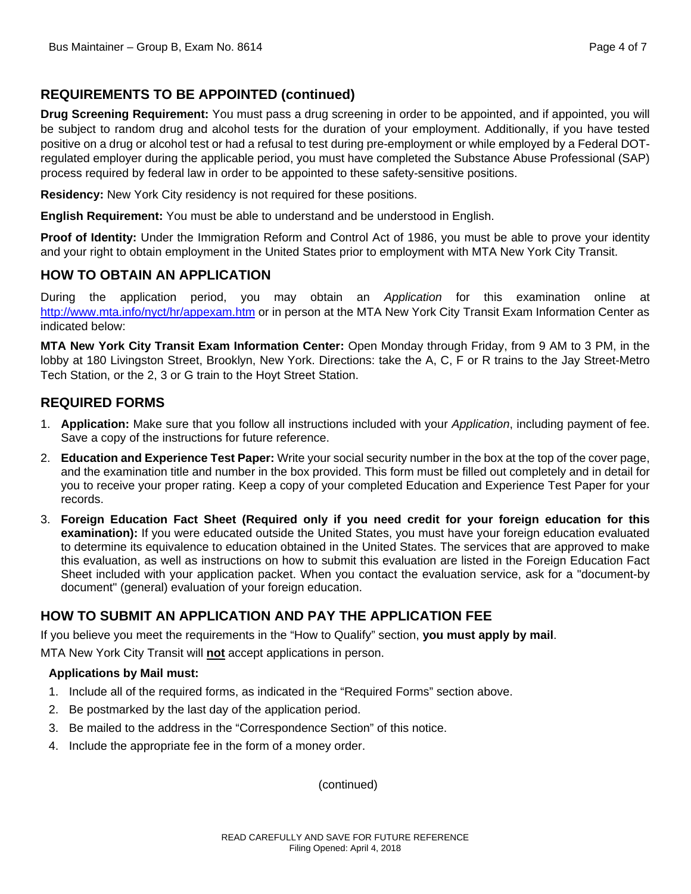## REQUIREMENTS TO BE APPOINTED (continued)

**Drug Screening Requirement:** You must pass a drug screening in order to be appointed, and if appointed, you will be subject to random drug and alcohol tests for the duration of your employment. Additionally, if you have tested positive on a drug or alcohol test or had a refusal to test during pre-employment or while employed by a Federal DOT-regulated employer during the applicable period, you must have completed the Substance Abuse Professional (SAP) process required by federal law in order to be appointed to these safety-sensitive positions.

**Residency:** New York City residency is not required for these positions.

**English Requirement:** You must be able to understand and be understood in English.

**Proof of Identity:** Under the Immigration Reform and Control Act of 1986, you must be able to prove your identity and your right to obtain employment in the United States prior to employment with MTA New York City Transit.

## HOW TO OBTAIN AN APPLICATION

During the application period, you may obtain an *Application* for this examination online at http://www.mta.info/nyct/hr/appexam.htm or in person at the MTA New York City Transit Exam Information Center as indicated below:

**MTA New York City Transit Exam Information Center:** Open Monday through Friday, from 9 AM to 3 PM, in the lobby at 180 Livingston Street, Brooklyn, New York. Directions: take the A, C, F or R trains to the Jay Street-Metro Tech Station, or the 2, 3 or G train to the Hoyt Street Station.

## REQUIRED FORMS

1. **Application:** Make sure that you follow all instructions included with your *Application*, including payment of fee. Save a copy of the instructions for future reference.
2. **Education and Experience Test Paper:** Write your social security number in the box at the top of the cover page, and the examination title and number in the box provided. This form must be filled out completely and in detail for you to receive your proper rating. Keep a copy of your completed Education and Experience Test Paper for your records.
3. **Foreign Education Fact Sheet (Required only if you need credit for your foreign education for this examination):** If you were educated outside the United States, you must have your foreign education evaluated to determine its equivalence to education obtained in the United States. The services that are approved to make this evaluation, as well as instructions on how to submit this evaluation are listed in the Foreign Education Fact Sheet included with your application packet. When you contact the evaluation service, ask for a "document-by document" (general) evaluation of your foreign education.

## HOW TO SUBMIT AN APPLICATION AND PAY THE APPLICATION FEE

If you believe you meet the requirements in the "How to Qualify" section, **you must apply by mail**.

MTA New York City Transit will **not** accept applications in person.

**Applications by Mail must:**

1. Include all of the required forms, as indicated in the "Required Forms" section above.
2. Be postmarked by the last day of the application period.
3. Be mailed to the address in the "Correspondence Section" of this notice.
4. Include the appropriate fee in the form of a money order.

(continued)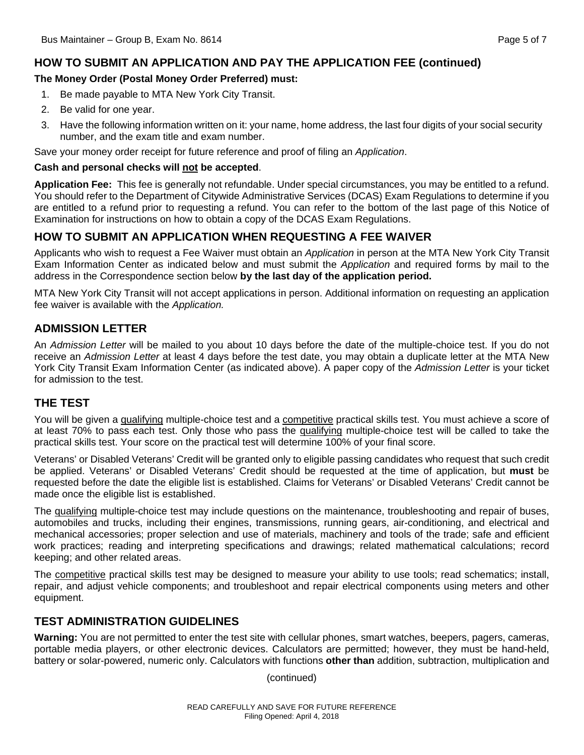## HOW TO SUBMIT AN APPLICATION AND PAY THE APPLICATION FEE (continued)

**The Money Order (Postal Money Order Preferred) must:**

1. Be made payable to MTA New York City Transit.
2. Be valid for one year.
3. Have the following information written on it: your name, home address, the last four digits of your social security number, and the exam title and exam number.

Save your money order receipt for future reference and proof of filing an *Application*.

**Cash and personal checks will not be accepted**.

**Application Fee:** This fee is generally not refundable. Under special circumstances, you may be entitled to a refund. You should refer to the Department of Citywide Administrative Services (DCAS) Exam Regulations to determine if you are entitled to a refund prior to requesting a refund. You can refer to the bottom of the last page of this Notice of Examination for instructions on how to obtain a copy of the DCAS Exam Regulations.

## HOW TO SUBMIT AN APPLICATION WHEN REQUESTING A FEE WAIVER

Applicants who wish to request a Fee Waiver must obtain an *Application* in person at the MTA New York City Transit Exam Information Center as indicated below and must submit the *Application* and required forms by mail to the address in the Correspondence section below **by the last day of the application period.**

MTA New York City Transit will not accept applications in person. Additional information on requesting an application fee waiver is available with the *Application.*

## ADMISSION LETTER

An *Admission Letter* will be mailed to you about 10 days before the date of the multiple-choice test. If you do not receive an *Admission Letter* at least 4 days before the test date, you may obtain a duplicate letter at the MTA New York City Transit Exam Information Center (as indicated above). A paper copy of the *Admission Letter* is your ticket for admission to the test.

## THE TEST

You will be given a qualifying multiple-choice test and a competitive practical skills test. You must achieve a score of at least 70% to pass each test. Only those who pass the qualifying multiple-choice test will be called to take the practical skills test. Your score on the practical test will determine 100% of your final score.

Veterans' or Disabled Veterans' Credit will be granted only to eligible passing candidates who request that such credit be applied. Veterans' or Disabled Veterans' Credit should be requested at the time of application, but **must** be requested before the date the eligible list is established. Claims for Veterans' or Disabled Veterans' Credit cannot be made once the eligible list is established.

The qualifying multiple-choice test may include questions on the maintenance, troubleshooting and repair of buses, automobiles and trucks, including their engines, transmissions, running gears, air-conditioning, and electrical and mechanical accessories; proper selection and use of materials, machinery and tools of the trade; safe and efficient work practices; reading and interpreting specifications and drawings; related mathematical calculations; record keeping; and other related areas.

The competitive practical skills test may be designed to measure your ability to use tools; read schematics; install, repair, and adjust vehicle components; and troubleshoot and repair electrical components using meters and other equipment.

## TEST ADMINISTRATION GUIDELINES

**Warning:** You are not permitted to enter the test site with cellular phones, smart watches, beepers, pagers, cameras, portable media players, or other electronic devices. Calculators are permitted; however, they must be hand-held, battery or solar-powered, numeric only. Calculators with functions **other than** addition, subtraction, multiplication and

(continued)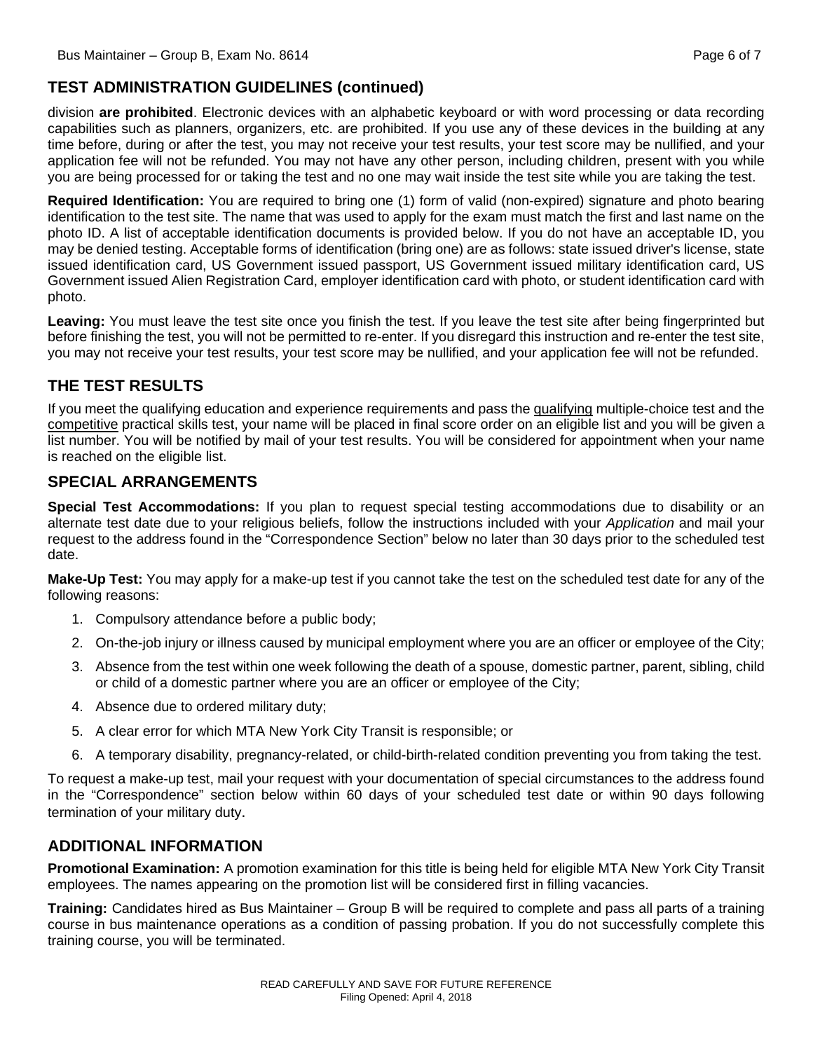## TEST ADMINISTRATION GUIDELINES (continued)

division **are prohibited**. Electronic devices with an alphabetic keyboard or with word processing or data recording capabilities such as planners, organizers, etc. are prohibited. If you use any of these devices in the building at any time before, during or after the test, you may not receive your test results, your test score may be nullified, and your application fee will not be refunded. You may not have any other person, including children, present with you while you are being processed for or taking the test and no one may wait inside the test site while you are taking the test.

**Required Identification:** You are required to bring one (1) form of valid (non-expired) signature and photo bearing identification to the test site. The name that was used to apply for the exam must match the first and last name on the photo ID. A list of acceptable identification documents is provided below. If you do not have an acceptable ID, you may be denied testing. Acceptable forms of identification (bring one) are as follows: state issued driver's license, state issued identification card, US Government issued passport, US Government issued military identification card, US Government issued Alien Registration Card, employer identification card with photo, or student identification card with photo.

**Leaving:** You must leave the test site once you finish the test. If you leave the test site after being fingerprinted but before finishing the test, you will not be permitted to re-enter. If you disregard this instruction and re-enter the test site, you may not receive your test results, your test score may be nullified, and your application fee will not be refunded.

## THE TEST RESULTS

If you meet the qualifying education and experience requirements and pass the qualifying multiple-choice test and the competitive practical skills test, your name will be placed in final score order on an eligible list and you will be given a list number. You will be notified by mail of your test results. You will be considered for appointment when your name is reached on the eligible list.

## SPECIAL ARRANGEMENTS

**Special Test Accommodations:** If you plan to request special testing accommodations due to disability or an alternate test date due to your religious beliefs, follow the instructions included with your *Application* and mail your request to the address found in the "Correspondence Section" below no later than 30 days prior to the scheduled test date.

**Make-Up Test:** You may apply for a make-up test if you cannot take the test on the scheduled test date for any of the following reasons:

1. Compulsory attendance before a public body;
2. On-the-job injury or illness caused by municipal employment where you are an officer or employee of the City;
3. Absence from the test within one week following the death of a spouse, domestic partner, parent, sibling, child or child of a domestic partner where you are an officer or employee of the City;
4. Absence due to ordered military duty;
5. A clear error for which MTA New York City Transit is responsible; or
6. A temporary disability, pregnancy-related, or child-birth-related condition preventing you from taking the test.

To request a make-up test, mail your request with your documentation of special circumstances to the address found in the "Correspondence" section below within 60 days of your scheduled test date or within 90 days following termination of your military duty.

## ADDITIONAL INFORMATION

**Promotional Examination:** A promotion examination for this title is being held for eligible MTA New York City Transit employees. The names appearing on the promotion list will be considered first in filling vacancies.

**Training:** Candidates hired as Bus Maintainer – Group B will be required to complete and pass all parts of a training course in bus maintenance operations as a condition of passing probation. If you do not successfully complete this training course, you will be terminated.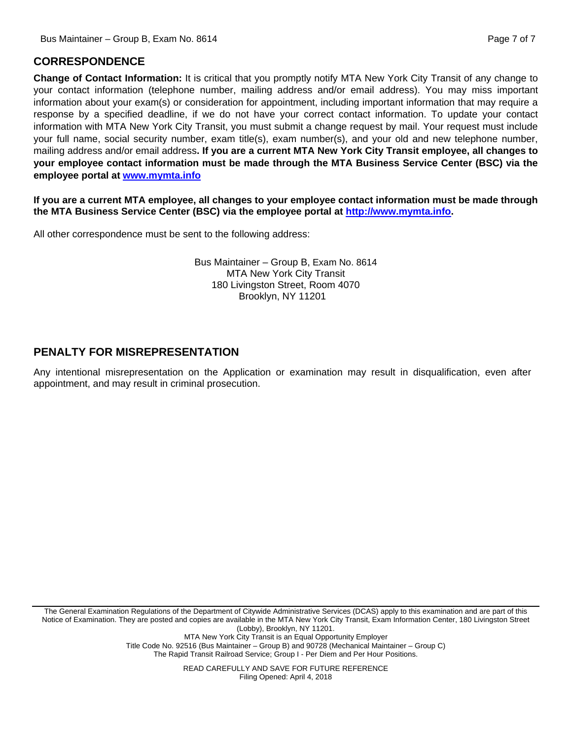## CORRESPONDENCE

**Change of Contact Information:** It is critical that you promptly notify MTA New York City Transit of any change to your contact information (telephone number, mailing address and/or email address). You may miss important information about your exam(s) or consideration for appointment, including important information that may require a response by a specified deadline, if we do not have your correct contact information. To update your contact information with MTA New York City Transit, you must submit a change request by mail. Your request must include your full name, social security number, exam title(s), exam number(s), and your old and new telephone number, mailing address and/or email address**. If you are a current MTA New York City Transit employee, all changes to your employee contact information must be made through the MTA Business Service Center (BSC) via the employee portal at [www.mymta.info](www.mymta.info)**

**If you are a current MTA employee, all changes to your employee contact information must be made through the MTA Business Service Center (BSC) via the employee portal at [http://www.mymta.info](http://www.mymta.info).**

All other correspondence must be sent to the following address:

Bus Maintainer – Group B, Exam No. 8614
MTA New York City Transit
180 Livingston Street, Room 4070
Brooklyn, NY 11201

## PENALTY FOR MISREPRESENTATION

Any intentional misrepresentation on the Application or examination may result in disqualification, even after appointment, and may result in criminal prosecution.

---

The General Examination Regulations of the Department of Citywide Administrative Services (DCAS) apply to this examination and are part of this Notice of Examination. They are posted and copies are available in the MTA New York City Transit, Exam Information Center, 180 Livingston Street (Lobby), Brooklyn, NY 11201.
MTA New York City Transit is an Equal Opportunity Employer
Title Code No. 92516 (Bus Maintainer – Group B) and 90728 (Mechanical Maintainer – Group C)
The Rapid Transit Railroad Service; Group I - Per Diem and Per Hour Positions.

READ CAREFULLY AND SAVE FOR FUTURE REFERENCE
Filing Opened: April 4, 2018